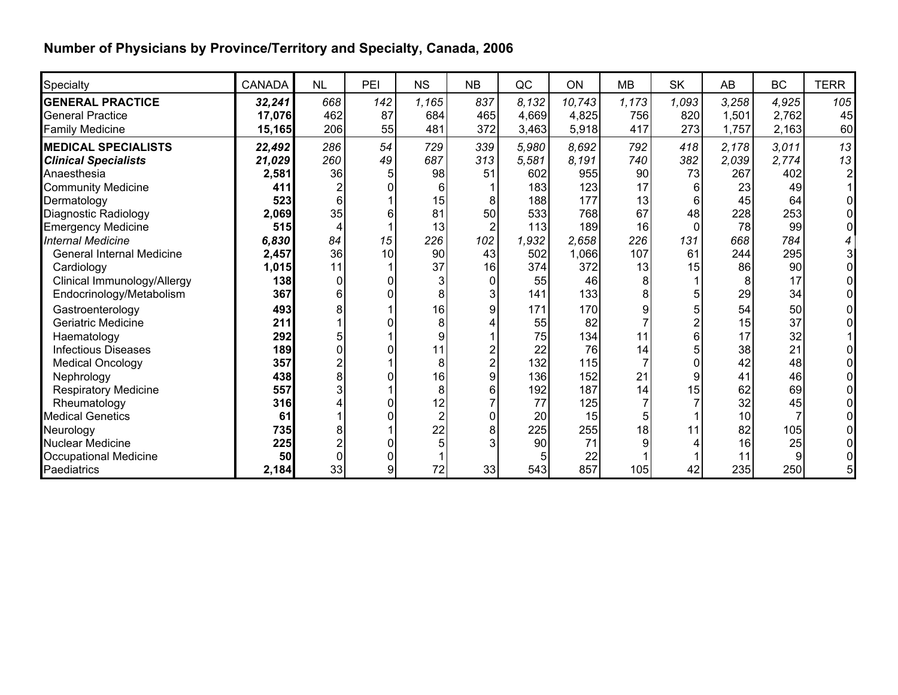## Number of Physicians by Province/Territory and Specialty, Canada, 2006

| Specialty | CANADA | NL | PEI | NS | NB | QC | ON | MB | SK | AB | BC | TERR |
|---|---|---|---|---|---|---|---|---|---|---|---|---|
| **GENERAL PRACTICE** | ***32,241*** | *668* | *142* | *1,165* | *837* | *8,132* | *10,743* | *1,173* | *1,093* | *3,258* | *4,925* | *105* |
| General Practice | **17,076** | 462 | 87 | 684 | 465 | 4,669 | 4,825 | 756 | 820 | 1,501 | 2,762 | 45 |
| Family Medicine | **15,165** | 206 | 55 | 481 | 372 | 3,463 | 5,918 | 417 | 273 | 1,757 | 2,163 | 60 |
| **MEDICAL SPECIALISTS** | ***22,492*** | *286* | *54* | *729* | *339* | *5,980* | *8,692* | *792* | *418* | *2,178* | *3,011* | *13* |
| ***Clinical Specialists*** | ***21,029*** | *260* | *49* | *687* | *313* | *5,581* | *8,191* | *740* | *382* | *2,039* | *2,774* | *13* |
| Anaesthesia | **2,581** | 36 | 5 | 98 | 51 | 602 | 955 | 90 | 73 | 267 | 402 | 2 |
| Community Medicine | **411** | 2 | 0 | 6 | 1 | 183 | 123 | 17 | 6 | 23 | 49 | 1 |
| Dermatology | **523** | 6 | 1 | 15 | 8 | 188 | 177 | 13 | 6 | 45 | 64 | 0 |
| Diagnostic Radiology | **2,069** | 35 | 6 | 81 | 50 | 533 | 768 | 67 | 48 | 228 | 253 | 0 |
| Emergency Medicine | **515** | 4 | 1 | 13 | 2 | 113 | 189 | 16 | 0 | 78 | 99 | 0 |
| *Internal Medicine* | ***6,830*** | *84* | *15* | *226* | *102* | *1,932* | *2,658* | *226* | *131* | *668* | *784* | *4* |
| General Internal Medicine | **2,457** | 36 | 10 | 90 | 43 | 502 | 1,066 | 107 | 61 | 244 | 295 | 3 |
| Cardiology | **1,015** | 11 | 1 | 37 | 16 | 374 | 372 | 13 | 15 | 86 | 90 | 0 |
| Clinical Immunology/Allergy | **138** | 0 | 0 | 3 | 0 | 55 | 46 | 8 | 1 | 8 | 17 | 0 |
| Endocrinology/Metabolism | **367** | 6 | 0 | 8 | 3 | 141 | 133 | 8 | 5 | 29 | 34 | 0 |
| Gastroenterology | **493** | 8 | 1 | 16 | 9 | 171 | 170 | 9 | 5 | 54 | 50 | 0 |
| Geriatric Medicine | **211** | 1 | 0 | 8 | 4 | 55 | 82 | 7 | 2 | 15 | 37 | 0 |
| Haematology | **292** | 5 | 1 | 9 | 1 | 75 | 134 | 11 | 6 | 17 | 32 | 1 |
| Infectious Diseases | **189** | 0 | 0 | 11 | 2 | 22 | 76 | 14 | 5 | 38 | 21 | 0 |
| Medical Oncology | **357** | 2 | 1 | 8 | 2 | 132 | 115 | 7 | 0 | 42 | 48 | 0 |
| Nephrology | **438** | 8 | 0 | 16 | 9 | 136 | 152 | 21 | 9 | 41 | 46 | 0 |
| Respiratory Medicine | **557** | 3 | 1 | 8 | 6 | 192 | 187 | 14 | 15 | 62 | 69 | 0 |
| Rheumatology | **316** | 4 | 0 | 12 | 7 | 77 | 125 | 7 | 7 | 32 | 45 | 0 |
| Medical Genetics | **61** | 1 | 0 | 2 | 0 | 20 | 15 | 5 | 1 | 10 | 7 | 0 |
| Neurology | **735** | 8 | 1 | 22 | 8 | 225 | 255 | 18 | 11 | 82 | 105 | 0 |
| Nuclear Medicine | **225** | 2 | 0 | 5 | 3 | 90 | 71 | 9 | 4 | 16 | 25 | 0 |
| Occupational Medicine | **50** | 0 | 0 | 1 | | 5 | 22 | 1 | 1 | 11 | 9 | 0 |
| Paediatrics | **2,184** | 33 | 9 | 72 | 33 | 543 | 857 | 105 | 42 | 235 | 250 | 5 |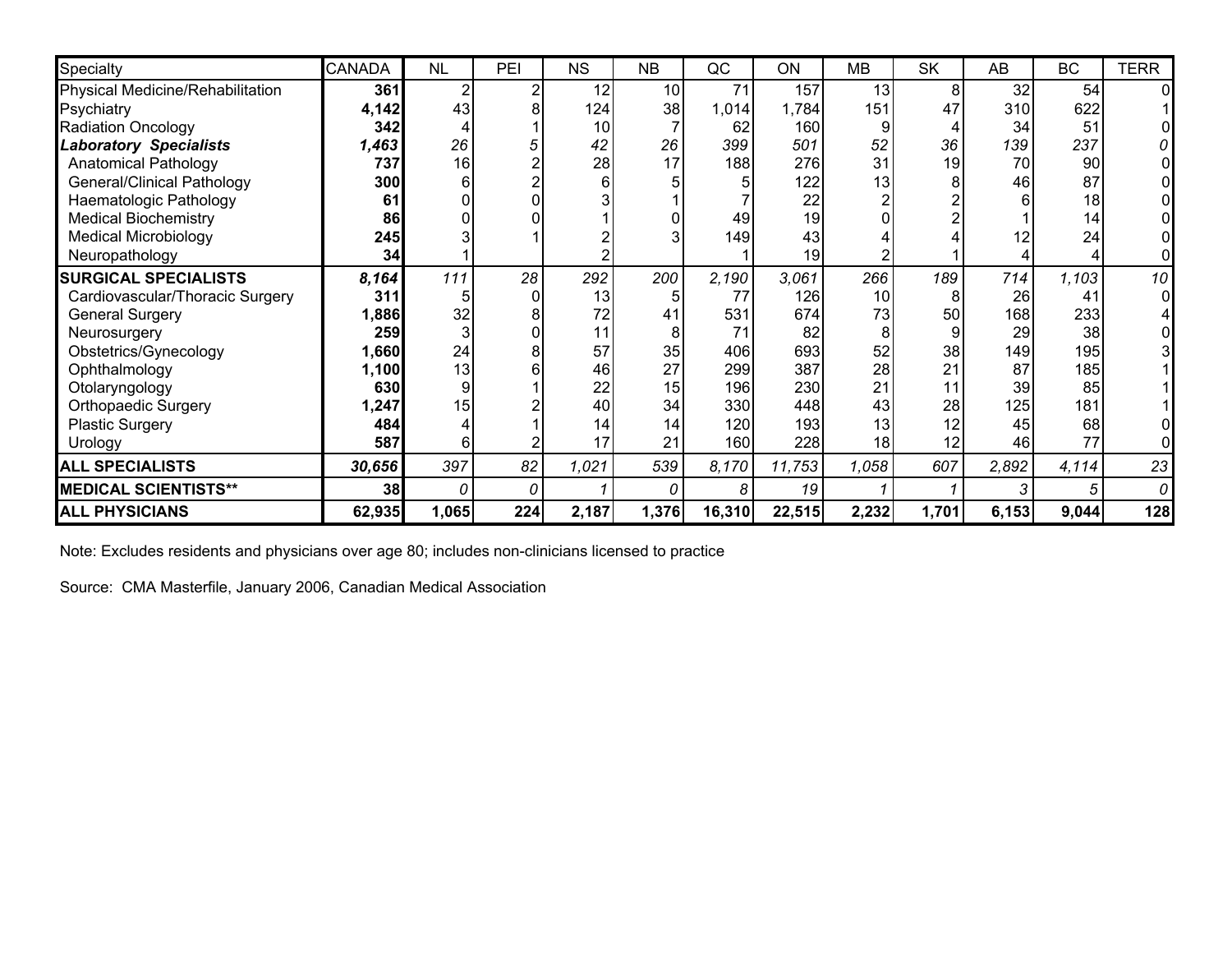| Specialty | CANADA | NL | PEI | NS | NB | QC | ON | MB | SK | AB | BC | TERR |
|---|---|---|---|---|---|---|---|---|---|---|---|---|
| Physical Medicine/Rehabilitation | **361** | 2 | 2 | 12 | 10 | 71 | 157 | 13 | 8 | 32 | 54 | 0 |
| Psychiatry | **4,142** | 43 | 8 | 124 | 38 | 1,014 | 1,784 | 151 | 47 | 310 | 622 | 1 |
| Radiation Oncology | **342** | 4 | 1 | 10 | 7 | 62 | 160 | 9 | 4 | 34 | 51 | 0 |
| ***Laboratory Specialists*** | ***1,463*** | *26* | *5* | *42* | *26* | *399* | *501* | *52* | *36* | *139* | *237* | *0* |
| Anatomical Pathology | **737** | 16 | 2 | 28 | 17 | 188 | 276 | 31 | 19 | 70 | 90 | 0 |
| General/Clinical Pathology | **300** | 6 | 2 | 6 | 5 | 5 | 122 | 13 | 8 | 46 | 87 | 0 |
| Haematologic Pathology | **61** | 0 | 0 | 3 | 1 | 7 | 22 | 2 | 2 | 6 | 18 | 0 |
| Medical Biochemistry | **86** | 0 | 0 | 1 | 0 | 49 | 19 | 0 | 2 | 1 | 14 | 0 |
| Medical Microbiology | **245** | 3 | 1 | 2 | 3 | 149 | 43 | 4 | 4 | 12 | 24 | 0 |
| Neuropathology | **34** | 1 | | 2 | | 1 | 19 | 2 | 1 | 4 | 4 | 0 |
| **SURGICAL SPECIALISTS** | ***8,164*** | *111* | *28* | *292* | *200* | *2,190* | *3,061* | *266* | *189* | *714* | *1,103* | *10* |
| Cardiovascular/Thoracic Surgery | **311** | 5 | 0 | 13 | 5 | 77 | 126 | 10 | 8 | 26 | 41 | 0 |
| General Surgery | **1,886** | 32 | 8 | 72 | 41 | 531 | 674 | 73 | 50 | 168 | 233 | 4 |
| Neurosurgery | **259** | 3 | 0 | 11 | 8 | 71 | 82 | 8 | 9 | 29 | 38 | 0 |
| Obstetrics/Gynecology | **1,660** | 24 | 8 | 57 | 35 | 406 | 693 | 52 | 38 | 149 | 195 | 3 |
| Ophthalmology | **1,100** | 13 | 6 | 46 | 27 | 299 | 387 | 28 | 21 | 87 | 185 | 1 |
| Otolaryngology | **630** | 9 | 1 | 22 | 15 | 196 | 230 | 21 | 11 | 39 | 85 | 1 |
| Orthopaedic Surgery | **1,247** | 15 | 2 | 40 | 34 | 330 | 448 | 43 | 28 | 125 | 181 | 1 |
| Plastic Surgery | **484** | 4 | 1 | 14 | 14 | 120 | 193 | 13 | 12 | 45 | 68 | 0 |
| Urology | **587** | 6 | 2 | 17 | 21 | 160 | 228 | 18 | 12 | 46 | 77 | 0 |
| **ALL SPECIALISTS** | ***30,656*** | *397* | *82* | *1,021* | *539* | *8,170* | *11,753* | *1,058* | *607* | *2,892* | *4,114* | *23* |
| **MEDICAL SCIENTISTS**** | **38** | *0* | *0* | *1* | *0* | *8* | *19* | *1* | *1* | *3* | *5* | *0* |
| **ALL PHYSICIANS** | **62,935** | **1,065** | **224** | **2,187** | **1,376** | **16,310** | **22,515** | **2,232** | **1,701** | **6,153** | **9,044** | **128** |

Note: Excludes residents and physicians over age 80; includes non-clinicians licensed to practice

Source: CMA Masterfile, January 2006, Canadian Medical Association